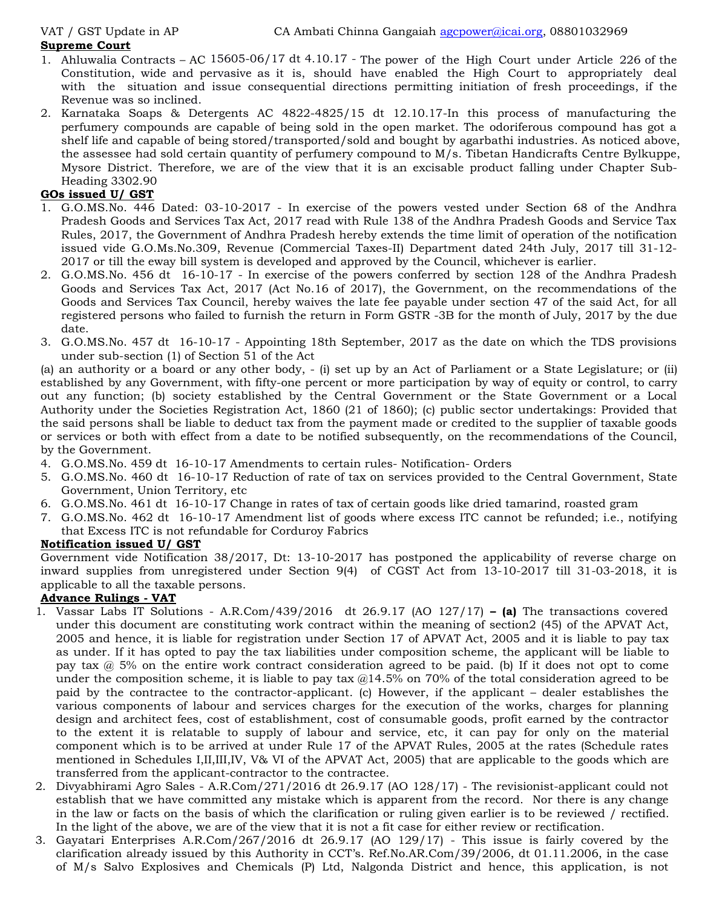VAT / GST Update in AP CA Ambati Chinna Gangaiah agcpower@icai.org, 08801032969

**Supreme Court**

1. Ahluwalia Contracts – AC 15605-06/17 dt 4.10.17 - The power of the High Court under Article 226 of the Constitution, wide and pervasive as it is, should have enabled the High Court to appropriately deal with the situation and issue consequential directions permitting initiation of fresh proceedings, if the Revenue was so inclined.
2. Karnataka Soaps & Detergents AC 4822-4825/15 dt 12.10.17-In this process of manufacturing the perfumery compounds are capable of being sold in the open market. The odoriferous compound has got a shelf life and capable of being stored/transported/sold and bought by agarbathi industries. As noticed above, the assessee had sold certain quantity of perfumery compound to M/s. Tibetan Handicrafts Centre Bylkuppe, Mysore District. Therefore, we are of the view that it is an excisable product falling under Chapter Sub-Heading 3302.90

**GOs issued U/ GST**

1. G.O.MS.No. 446 Dated: 03-10-2017 - In exercise of the powers vested under Section 68 of the Andhra Pradesh Goods and Services Tax Act, 2017 read with Rule 138 of the Andhra Pradesh Goods and Service Tax Rules, 2017, the Government of Andhra Pradesh hereby extends the time limit of operation of the notification issued vide G.O.Ms.No.309, Revenue (Commercial Taxes-II) Department dated 24th July, 2017 till 31-12-2017 or till the eway bill system is developed and approved by the Council, whichever is earlier.
2. G.O.MS.No. 456 dt 16-10-17 - In exercise of the powers conferred by section 128 of the Andhra Pradesh Goods and Services Tax Act, 2017 (Act No.16 of 2017), the Government, on the recommendations of the Goods and Services Tax Council, hereby waives the late fee payable under section 47 of the said Act, for all registered persons who failed to furnish the return in Form GSTR -3B for the month of July, 2017 by the due date.
3. G.O.MS.No. 457 dt 16-10-17 - Appointing 18th September, 2017 as the date on which the TDS provisions under sub-section (1) of Section 51 of the Act

(a) an authority or a board or any other body, - (i) set up by an Act of Parliament or a State Legislature; or (ii) established by any Government, with fifty-one percent or more participation by way of equity or control, to carry out any function; (b) society established by the Central Government or the State Government or a Local Authority under the Societies Registration Act, 1860 (21 of 1860); (c) public sector undertakings: Provided that the said persons shall be liable to deduct tax from the payment made or credited to the supplier of taxable goods or services or both with effect from a date to be notified subsequently, on the recommendations of the Council, by the Government.

4. G.O.MS.No. 459 dt 16-10-17 Amendments to certain rules- Notification- Orders
5. G.O.MS.No. 460 dt 16-10-17 Reduction of rate of tax on services provided to the Central Government, State Government, Union Territory, etc
6. G.O.MS.No. 461 dt 16-10-17 Change in rates of tax of certain goods like dried tamarind, roasted gram
7. G.O.MS.No. 462 dt 16-10-17 Amendment list of goods where excess ITC cannot be refunded; i.e., notifying that Excess ITC is not refundable for Corduroy Fabrics

**Notification issued U/ GST**

Government vide Notification 38/2017, Dt: 13-10-2017 has postponed the applicability of reverse charge on inward supplies from unregistered under Section 9(4) of CGST Act from 13-10-2017 till 31-03-2018, it is applicable to all the taxable persons.

**Advance Rulings - VAT**

1. Vassar Labs IT Solutions - A.R.Com/439/2016 dt 26.9.17 (AO 127/17) **– (a)** The transactions covered under this document are constituting work contract within the meaning of section2 (45) of the APVAT Act, 2005 and hence, it is liable for registration under Section 17 of APVAT Act, 2005 and it is liable to pay tax as under. If it has opted to pay the tax liabilities under composition scheme, the applicant will be liable to pay tax @ 5% on the entire work contract consideration agreed to be paid. (b) If it does not opt to come under the composition scheme, it is liable to pay tax @14.5% on 70% of the total consideration agreed to be paid by the contractee to the contractor-applicant. (c) However, if the applicant – dealer establishes the various components of labour and services charges for the execution of the works, charges for planning design and architect fees, cost of establishment, cost of consumable goods, profit earned by the contractor to the extent it is relatable to supply of labour and service, etc, it can pay for only on the material component which is to be arrived at under Rule 17 of the APVAT Rules, 2005 at the rates (Schedule rates mentioned in Schedules I,II,III,IV, V& VI of the APVAT Act, 2005) that are applicable to the goods which are transferred from the applicant-contractor to the contractee.
2. Divyabhirami Agro Sales - A.R.Com/271/2016 dt 26.9.17 (AO 128/17) - The revisionist-applicant could not establish that we have committed any mistake which is apparent from the record. Nor there is any change in the law or facts on the basis of which the clarification or ruling given earlier is to be reviewed / rectified. In the light of the above, we are of the view that it is not a fit case for either review or rectification.
3. Gayatari Enterprises A.R.Com/267/2016 dt 26.9.17 (AO 129/17) - This issue is fairly covered by the clarification already issued by this Authority in CCT's. Ref.No.AR.Com/39/2006, dt 01.11.2006, in the case of M/s Salvo Explosives and Chemicals (P) Ltd, Nalgonda District and hence, this application, is not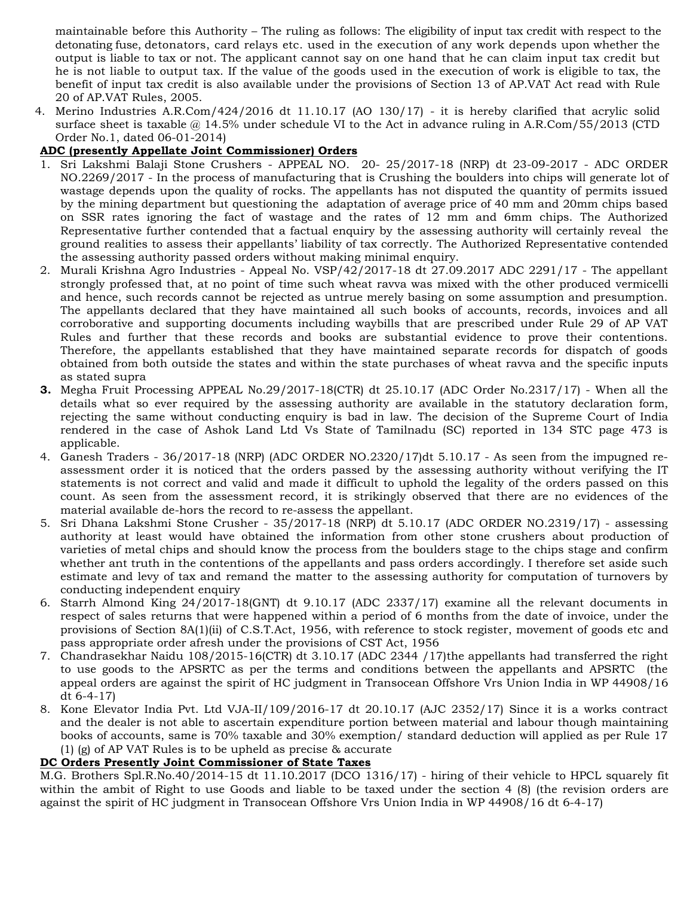maintainable before this Authority – The ruling as follows: The eligibility of input tax credit with respect to the detonating fuse, detonators, card relays etc. used in the execution of any work depends upon whether the output is liable to tax or not. The applicant cannot say on one hand that he can claim input tax credit but he is not liable to output tax. If the value of the goods used in the execution of work is eligible to tax, the benefit of input tax credit is also available under the provisions of Section 13 of AP.VAT Act read with Rule 20 of AP.VAT Rules, 2005.

4. Merino Industries A.R.Com/424/2016 dt 11.10.17 (AO 130/17) - it is hereby clarified that acrylic solid surface sheet is taxable @ 14.5% under schedule VI to the Act in advance ruling in A.R.Com/55/2013 (CTD Order No.1, dated 06-01-2014)

**ADC (presently Appellate Joint Commissioner) Orders**

1. Sri Lakshmi Balaji Stone Crushers - APPEAL NO. 20- 25/2017-18 (NRP) dt 23-09-2017 - ADC ORDER NO.2269/2017 - In the process of manufacturing that is Crushing the boulders into chips will generate lot of wastage depends upon the quality of rocks. The appellants has not disputed the quantity of permits issued by the mining department but questioning the adaptation of average price of 40 mm and 20mm chips based on SSR rates ignoring the fact of wastage and the rates of 12 mm and 6mm chips. The Authorized Representative further contended that a factual enquiry by the assessing authority will certainly reveal the ground realities to assess their appellants' liability of tax correctly. The Authorized Representative contended the assessing authority passed orders without making minimal enquiry.
2. Murali Krishna Agro Industries - Appeal No. VSP/42/2017-18 dt 27.09.2017 ADC 2291/17 - The appellant strongly professed that, at no point of time such wheat ravva was mixed with the other produced vermicelli and hence, such records cannot be rejected as untrue merely basing on some assumption and presumption. The appellants declared that they have maintained all such books of accounts, records, invoices and all corroborative and supporting documents including waybills that are prescribed under Rule 29 of AP VAT Rules and further that these records and books are substantial evidence to prove their contentions. Therefore, the appellants established that they have maintained separate records for dispatch of goods obtained from both outside the states and within the state purchases of wheat ravva and the specific inputs as stated supra
3. Megha Fruit Processing APPEAL No.29/2017-18(CTR) dt 25.10.17 (ADC Order No.2317/17) - When all the details what so ever required by the assessing authority are available in the statutory declaration form, rejecting the same without conducting enquiry is bad in law. The decision of the Supreme Court of India rendered in the case of Ashok Land Ltd Vs State of Tamilnadu (SC) reported in 134 STC page 473 is applicable.
4. Ganesh Traders - 36/2017-18 (NRP) (ADC ORDER NO.2320/17)dt 5.10.17 - As seen from the impugned re-assessment order it is noticed that the orders passed by the assessing authority without verifying the IT statements is not correct and valid and made it difficult to uphold the legality of the orders passed on this count. As seen from the assessment record, it is strikingly observed that there are no evidences of the material available de-hors the record to re-assess the appellant.
5. Sri Dhana Lakshmi Stone Crusher - 35/2017-18 (NRP) dt 5.10.17 (ADC ORDER NO.2319/17) - assessing authority at least would have obtained the information from other stone crushers about production of varieties of metal chips and should know the process from the boulders stage to the chips stage and confirm whether ant truth in the contentions of the appellants and pass orders accordingly. I therefore set aside such estimate and levy of tax and remand the matter to the assessing authority for computation of turnovers by conducting independent enquiry
6. Starrh Almond King 24/2017-18(GNT) dt 9.10.17 (ADC 2337/17) examine all the relevant documents in respect of sales returns that were happened within a period of 6 months from the date of invoice, under the provisions of Section 8A(1)(ii) of C.S.T.Act, 1956, with reference to stock register, movement of goods etc and pass appropriate order afresh under the provisions of CST Act, 1956
7. Chandrasekhar Naidu 108/2015-16(CTR) dt 3.10.17 (ADC 2344 /17)the appellants had transferred the right to use goods to the APSRTC as per the terms and conditions between the appellants and APSRTC (the appeal orders are against the spirit of HC judgment in Transocean Offshore Vrs Union India in WP 44908/16 dt 6-4-17)
8. Kone Elevator India Pvt. Ltd VJA-II/109/2016-17 dt 20.10.17 (AJC 2352/17) Since it is a works contract and the dealer is not able to ascertain expenditure portion between material and labour though maintaining books of accounts, same is 70% taxable and 30% exemption/ standard deduction will applied as per Rule 17 (1) (g) of AP VAT Rules is to be upheld as precise & accurate

**DC Orders Presently Joint Commissioner of State Taxes**

M.G. Brothers Spl.R.No.40/2014-15 dt 11.10.2017 (DCO 1316/17) - hiring of their vehicle to HPCL squarely fit within the ambit of Right to use Goods and liable to be taxed under the section 4 (8) (the revision orders are against the spirit of HC judgment in Transocean Offshore Vrs Union India in WP 44908/16 dt 6-4-17)